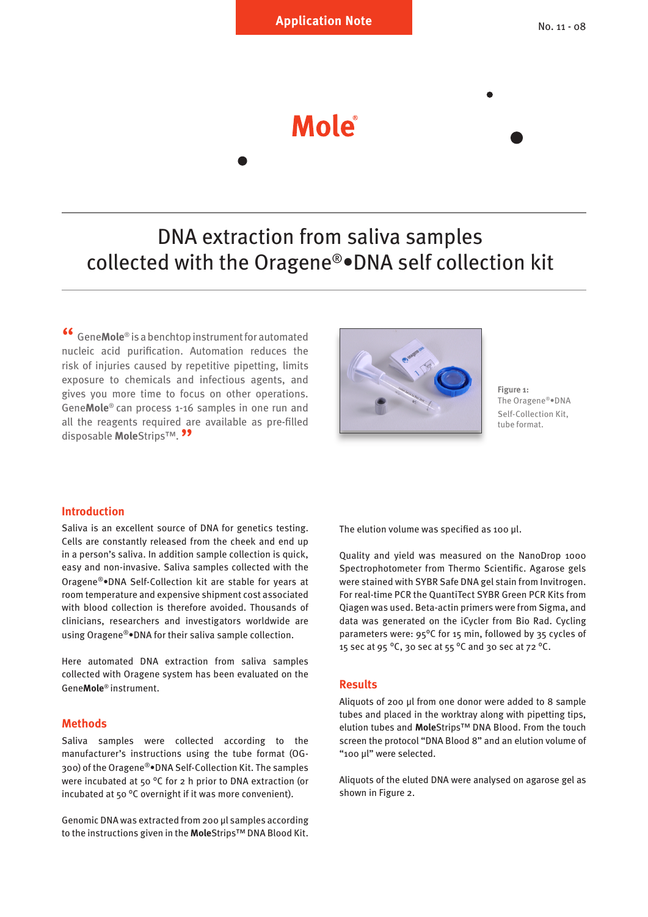Application Note

No. 11 - 08

Mole®

# DNA extraction from saliva samples collected with the Oragene®•DNA self collection kit

“ GeneMole® is a benchtop instrument for automated nucleic acid purification. Automation reduces the risk of injuries caused by repetitive pipetting, limits exposure to chemicals and infectious agents, and gives you more time to focus on other operations. GeneMole® can process 1-16 samples in one run and all the reagents required are available as pre-filled disposable MoleStrips™. ”

**Figure 1:** The Oragene®•DNA Self-Collection Kit, tube format.

## Introduction

Saliva is an excellent source of DNA for genetics testing. Cells are constantly released from the cheek and end up in a person's saliva. In addition sample collection is quick, easy and non-invasive. Saliva samples collected with the Oragene®•DNA Self-Collection kit are stable for years at room temperature and expensive shipment cost associated with blood collection is therefore avoided. Thousands of clinicians, researchers and investigators worldwide are using Oragene®•DNA for their saliva sample collection.

Here automated DNA extraction from saliva samples collected with Oragene system has been evaluated on the GeneMole® instrument.

## Methods

Saliva samples were collected according to the manufacturer's instructions using the tube format (OG-300) of the Oragene®•DNA Self-Collection Kit. The samples were incubated at 50 °C for 2 h prior to DNA extraction (or incubated at 50 °C overnight if it was more convenient).

Genomic DNA was extracted from 200 µl samples according to the instructions given in the MoleStrips™ DNA Blood Kit. The elution volume was specified as 100 µl.

Quality and yield was measured on the NanoDrop 1000 Spectrophotometer from Thermo Scientific. Agarose gels were stained with SYBR Safe DNA gel stain from Invitrogen. For real-time PCR the QuantiTect SYBR Green PCR Kits from Qiagen was used. Beta-actin primers were from Sigma, and data was generated on the iCycler from Bio Rad. Cycling parameters were: 95°C for 15 min, followed by 35 cycles of 15 sec at 95 °C, 30 sec at 55 °C and 30 sec at 72 °C.

## Results

Aliquots of 200 µl from one donor were added to 8 sample tubes and placed in the worktray along with pipetting tips, elution tubes and MoleStrips™ DNA Blood. From the touch screen the protocol “DNA Blood 8” and an elution volume of “100 µl” were selected.

Aliquots of the eluted DNA were analysed on agarose gel as shown in Figure 2.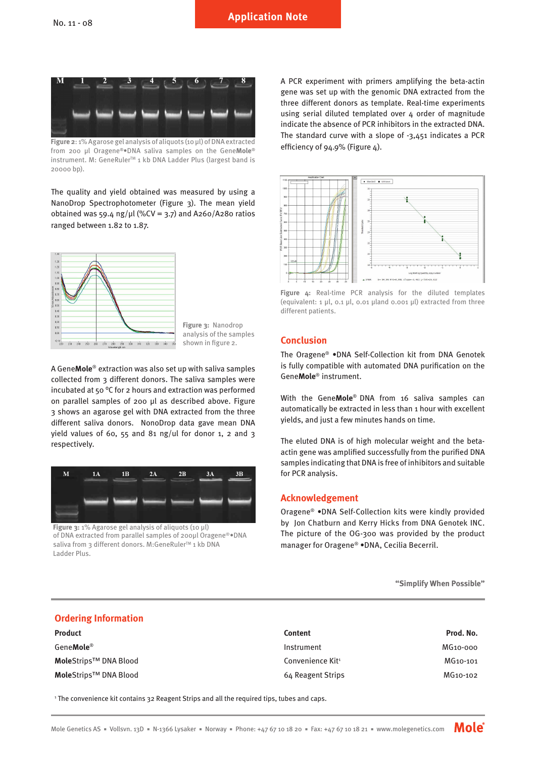M 1 2 3 4 5 6 7 8

**Figure 2**: 1% Agarose gel analysis of aliquots (10 µl) of DNA extracted from 200 µl Oragene®•DNA saliva samples on the Gene**Mole**® instrument. M: GeneRuler™ 1 kb DNA Ladder Plus (largest band is 20000 bp).

The quality and yield obtained was measured by using a NanoDrop Spectrophotometer (Figure 3). The mean yield obtained was 59.4 ng/µl (%CV = 3.7) and A260/A280 ratios ranged between 1.82 to 1.87.

**Figure 3**: Nanodrop analysis of the samples shown in figure 2.

A Gene**Mole**® extraction was also set up with saliva samples collected from 3 different donors. The saliva samples were incubated at 50 °C for 2 hours and extraction was performed on parallel samples of 200 µl as described above. Figure 3 shows an agarose gel with DNA extracted from the three different saliva donors. NonoDrop data gave mean DNA yield values of 60, 55 and 81 ng/ul for donor 1, 2 and 3 respectively.

M 1A 1B 2A 2B 3A 3B

**Figure 3**: 1% Agarose gel analysis of aliquots (10 µl) of DNA extracted from parallel samples of 200µl Oragene®•DNA saliva from 3 different donors. M:GeneRuler™ 1 kb DNA Ladder Plus.

A PCR experiment with primers amplifying the beta-actin gene was set up with the genomic DNA extracted from the three different donors as template. Real-time experiments using serial diluted templated over 4 order of magnitude indicate the absence of PCR inhibitors in the extracted DNA. The standard curve with a slope of -3,451 indicates a PCR efficiency of 94.9% (Figure 4).

**Figure 4**: Real-time PCR analysis for the diluted templates (equivalent: 1 µl, 0.1 µl, 0.01 µland 0.001 µl) extracted from three different patients.

## Conclusion

The Oragene® •DNA Self-Collection kit from DNA Genotek is fully compatible with automated DNA purification on the Gene**Mole**® instrument.

With the Gene**Mole**® DNA from 16 saliva samples can automatically be extracted in less than 1 hour with excellent yields, and just a few minutes hands on time.

The eluted DNA is of high molecular weight and the beta-actin gene was amplified successfully from the purified DNA samples indicating that DNA is free of inhibitors and suitable for PCR analysis.

## Acknowledgement

Oragene® •DNA Self-Collection kits were kindly provided by Jon Chatburn and Kerry Hicks from DNA Genotek INC. The picture of the OG-300 was provided by the product manager for Oragene® •DNA, Cecilia Becerril.

**"Simplify When Possible"**

## Ordering Information

| Product | Content | Prod. No. |
|---|---|---|
| Gene**Mole**® | Instrument | MG10-000 |
| **Mole**Strips™ DNA Blood | Convenience Kit[1] | MG10-101 |
| **Mole**Strips™ DNA Blood | 64 Reagent Strips | MG10-102 |

[1] The convenience kit contains 32 Reagent Strips and all the required tips, tubes and caps.

Mole Genetics AS ▪ Vollsvn. 13D ▪ N-1366 Lysaker ▪ Norway ▪ Phone: +47 67 10 18 20 ▪ Fax: +47 67 10 18 21 ▪ www.molegenetics.com